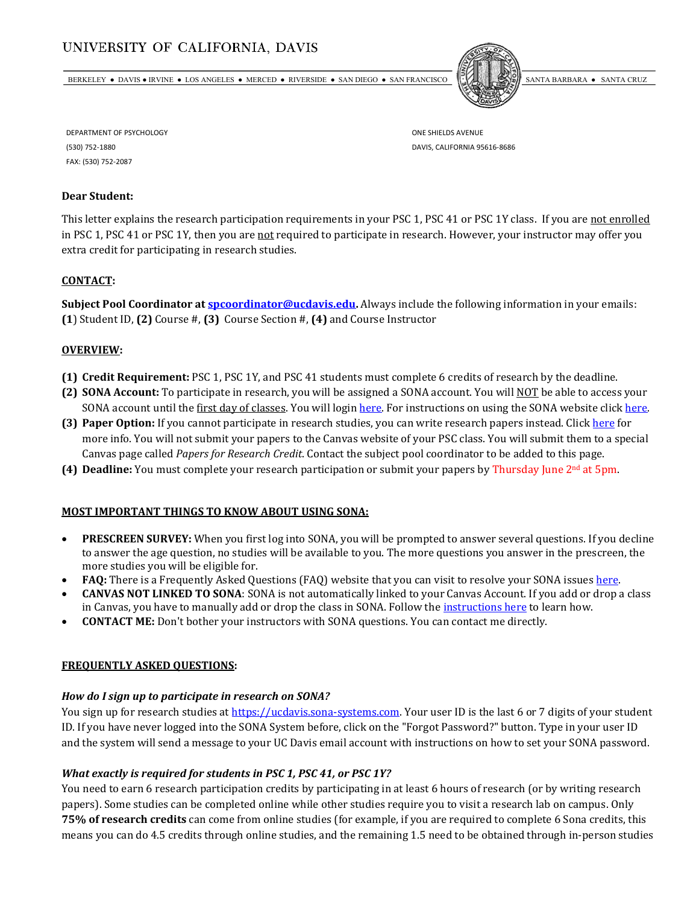UNIVERSITY OF CALIFORNIA, DAVIS

BERKELEY • DAVIS • IRVINE • LOS ANGELES • MERCED • RIVERSIDE • SAN DIEGO • SAN FRANCISCO SANTA BARBARA • SANTA CRUZ

DEPARTMENT OF PSYCHOLOGY
(530) 752-1880
FAX: (530) 752-2087

ONE SHIELDS AVENUE
DAVIS, CALIFORNIA 95616-8686

**Dear Student:**

This letter explains the research participation requirements in your PSC 1, PSC 41 or PSC 1Y class. If you are not enrolled in PSC 1, PSC 41 or PSC 1Y, then you are not required to participate in research. However, your instructor may offer you extra credit for participating in research studies.

**CONTACT:**

**Subject Pool Coordinator at [spcoordinator@ucdavis.edu](mailto:spcoordinator@ucdavis.edu).** Always include the following information in your emails: **(1**) Student ID, **(2)** Course #, **(3)** Course Section #, **(4)** and Course Instructor

**OVERVIEW:**

**(1) Credit Requirement:** PSC 1, PSC 1Y, and PSC 41 students must complete 6 credits of research by the deadline.

**(2) SONA Account:** To participate in research, you will be assigned a SONA account. You will NOT be able to access your SONA account until the first day of classes. You will login here. For instructions on using the SONA website click here.

**(3) Paper Option:** If you cannot participate in research studies, you can write research papers instead. Click here for more info. You will not submit your papers to the Canvas website of your PSC class. You will submit them to a special Canvas page called *Papers for Research Credit*. Contact the subject pool coordinator to be added to this page.

**(4) Deadline:** You must complete your research participation or submit your papers by Thursday June 2nd at 5pm.

**MOST IMPORTANT THINGS TO KNOW ABOUT USING SONA:**

- **PRESCREEN SURVEY:** When you first log into SONA, you will be prompted to answer several questions. If you decline to answer the age question, no studies will be available to you. The more questions you answer in the prescreen, the more studies you will be eligible for.
- **FAQ:** There is a Frequently Asked Questions (FAQ) website that you can visit to resolve your SONA issues here.
- **CANVAS NOT LINKED TO SONA**: SONA is not automatically linked to your Canvas Account. If you add or drop a class in Canvas, you have to manually add or drop the class in SONA. Follow the instructions here to learn how.
- **CONTACT ME:** Don't bother your instructors with SONA questions. You can contact me directly.

**FREQUENTLY ASKED QUESTIONS:**

***How do I sign up to participate in research on SONA?***

You sign up for research studies at https://ucdavis.sona-systems.com. Your user ID is the last 6 or 7 digits of your student ID. If you have never logged into the SONA System before, click on the "Forgot Password?" button. Type in your user ID and the system will send a message to your UC Davis email account with instructions on how to set your SONA password.

***What exactly is required for students in PSC 1, PSC 41, or PSC 1Y?***

You need to earn 6 research participation credits by participating in at least 6 hours of research (or by writing research papers). Some studies can be completed online while other studies require you to visit a research lab on campus. Only **75% of research credits** can come from online studies (for example, if you are required to complete 6 Sona credits, this means you can do 4.5 credits through online studies, and the remaining 1.5 need to be obtained through in-person studies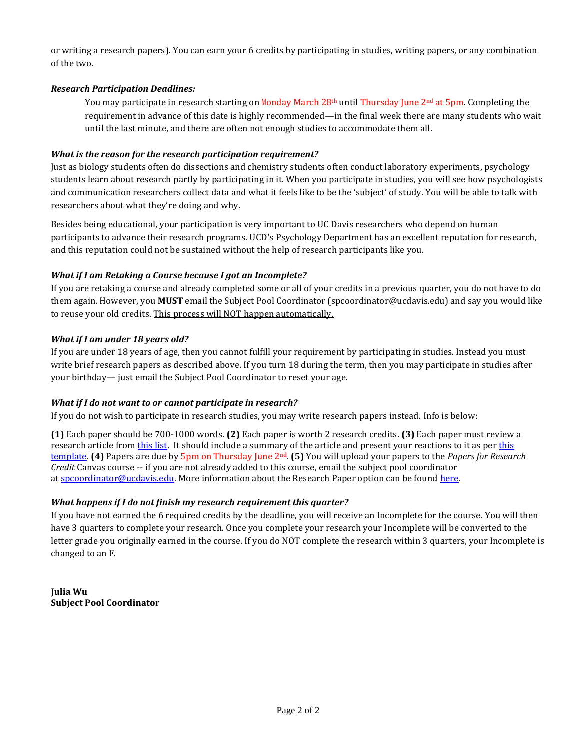or writing a research papers). You can earn your 6 credits by participating in studies, writing papers, or any combination of the two.

***Research Participation Deadlines:***

You may participate in research starting on Monday March 28th until Thursday June 2nd at 5pm. Completing the requirement in advance of this date is highly recommended—in the final week there are many students who wait until the last minute, and there are often not enough studies to accommodate them all.

***What is the reason for the research participation requirement?***

Just as biology students often do dissections and chemistry students often conduct laboratory experiments, psychology students learn about research partly by participating in it. When you participate in studies, you will see how psychologists and communication researchers collect data and what it feels like to be the 'subject' of study. You will be able to talk with researchers about what they're doing and why.

Besides being educational, your participation is very important to UC Davis researchers who depend on human participants to advance their research programs. UCD's Psychology Department has an excellent reputation for research, and this reputation could not be sustained without the help of research participants like you.

***What if I am Retaking a Course because I got an Incomplete?***

If you are retaking a course and already completed some or all of your credits in a previous quarter, you do not have to do them again. However, you **MUST** email the Subject Pool Coordinator (spcoordinator@ucdavis.edu) and say you would like to reuse your old credits. This process will NOT happen automatically.

***What if I am under 18 years old?***

If you are under 18 years of age, then you cannot fulfill your requirement by participating in studies. Instead you must write brief research papers as described above. If you turn 18 during the term, then you may participate in studies after your birthday— just email the Subject Pool Coordinator to reset your age.

***What if I do not want to or cannot participate in research?***

If you do not wish to participate in research studies, you may write research papers instead. Info is below:

**(1)** Each paper should be 700-1000 words. **(2)** Each paper is worth 2 research credits. **(3)** Each paper must review a research article from this list. It should include a summary of the article and present your reactions to it as per this template. **(4)** Papers are due by 5pm on Thursday June 2nd. **(5)** You will upload your papers to the *Papers for Research Credit* Canvas course -- if you are not already added to this course, email the subject pool coordinator at spcoordinator@ucdavis.edu. More information about the Research Paper option can be found here.

***What happens if I do not finish my research requirement this quarter?***

If you have not earned the 6 required credits by the deadline, you will receive an Incomplete for the course. You will then have 3 quarters to complete your research. Once you complete your research your Incomplete will be converted to the letter grade you originally earned in the course. If you do NOT complete the research within 3 quarters, your Incomplete is changed to an F.

**Julia Wu**
**Subject Pool Coordinator**